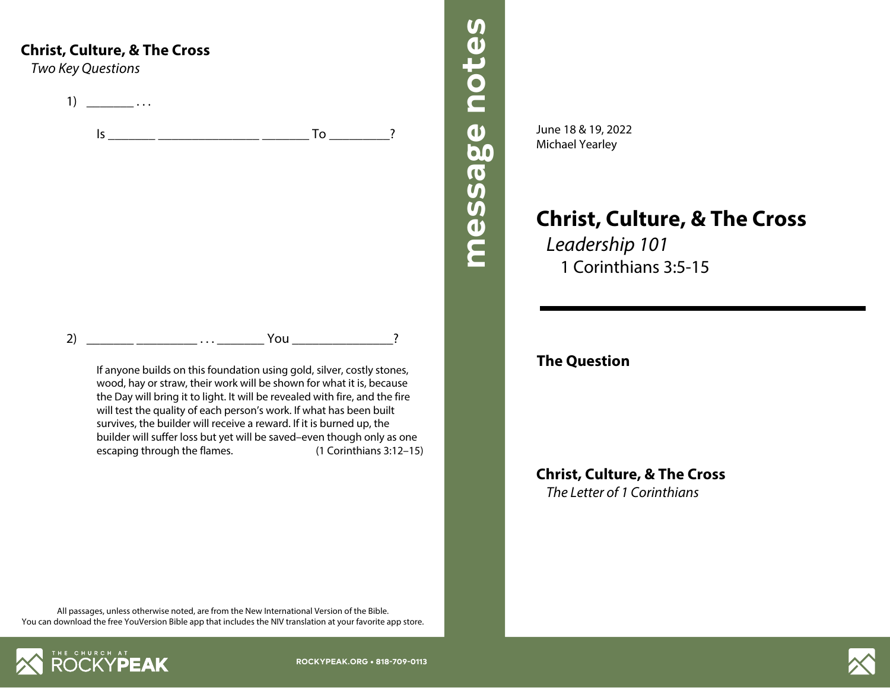## Christ, Culture, & The Cross

*Two Key Questions*

1) _______ . . .

Is _______ _______________ _______ To _________?

2) _______ _________ . . . _______ You _______________?

If anyone builds on this foundation using gold, silver, costly stones, wood, hay or straw, their work will be shown for what it is, because the Day will bring it to light. It will be revealed with fire, and the fire will test the quality of each person's work. If what has been built survives, the builder will receive a reward. If it is burned up, the builder will suffer loss but yet will be saved–even though only as one escaping through the flames. (1 Corinthians 3:12–15)

All passages, unless otherwise noted, are from the New International Version of the Bible.
You can download the free YouVersion Bible app that includes the NIV translation at your favorite app store.

THE CHURCH AT ROCKYPEAK

ROCKYPEAK.ORG • 818-709-0113

**message notes**

June 18 & 19, 2022
Michael Yearley

# Christ, Culture, & The Cross

*Leadership 101*

1 Corinthians 3:5-15

---

## The Question

## Christ, Culture, & The Cross

*The Letter of 1 Corinthians*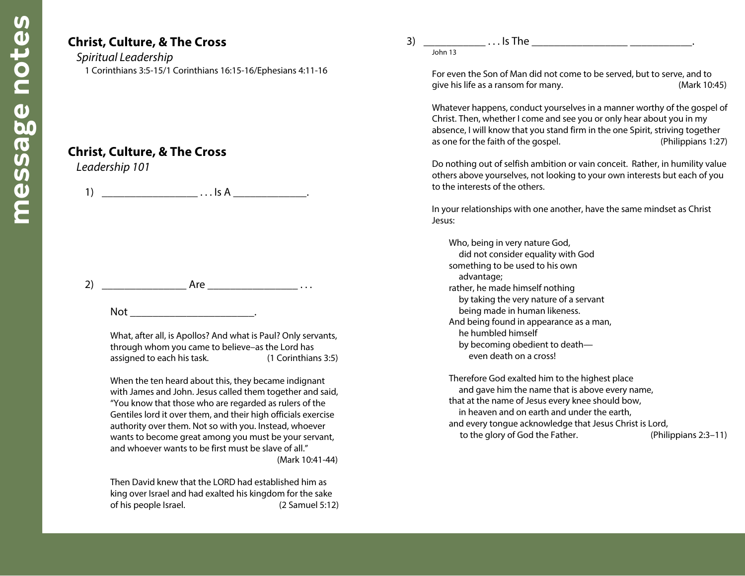## Christ, Culture, & The Cross

*Spiritual Leadership*

1 Corinthians 3:5-15/1 Corinthians 16:15-16/Ephesians 4:11-16

## Christ, Culture, & The Cross

*Leadership 101*

1) __________________ . . . Is A ______________.

2) ________________ Are _________________ . . .

Not _______________________.

What, after all, is Apollos? And what is Paul? Only servants, through whom you came to believe–as the Lord has assigned to each his task. (1 Corinthians 3:5)

When the ten heard about this, they became indignant with James and John. Jesus called them together and said, "You know that those who are regarded as rulers of the Gentiles lord it over them, and their high officials exercise authority over them. Not so with you. Instead, whoever wants to become great among you must be your servant, and whoever wants to be first must be slave of all." (Mark 10:41-44)

Then David knew that the LORD had established him as king over Israel and had exalted his kingdom for the sake of his people Israel. (2 Samuel 5:12)

3) ____________ . . . Is The __________________ ____________.

John 13

For even the Son of Man did not come to be served, but to serve, and to give his life as a ransom for many. (Mark 10:45)

Whatever happens, conduct yourselves in a manner worthy of the gospel of Christ. Then, whether I come and see you or only hear about you in my absence, I will know that you stand firm in the one Spirit, striving together as one for the faith of the gospel. (Philippians 1:27)

Do nothing out of selfish ambition or vain conceit. Rather, in humility value others above yourselves, not looking to your own interests but each of you to the interests of the others.

In your relationships with one another, have the same mindset as Christ Jesus:

Who, being in very nature God,
did not consider equality with God
something to be used to his own
advantage;
rather, he made himself nothing
by taking the very nature of a servant
being made in human likeness.
And being found in appearance as a man,
he humbled himself
by becoming obedient to death—
even death on a cross!

Therefore God exalted him to the highest place
and gave him the name that is above every name,
that at the name of Jesus every knee should bow,
in heaven and on earth and under the earth,
and every tongue acknowledge that Jesus Christ is Lord,
to the glory of God the Father. (Philippians 2:3–11)